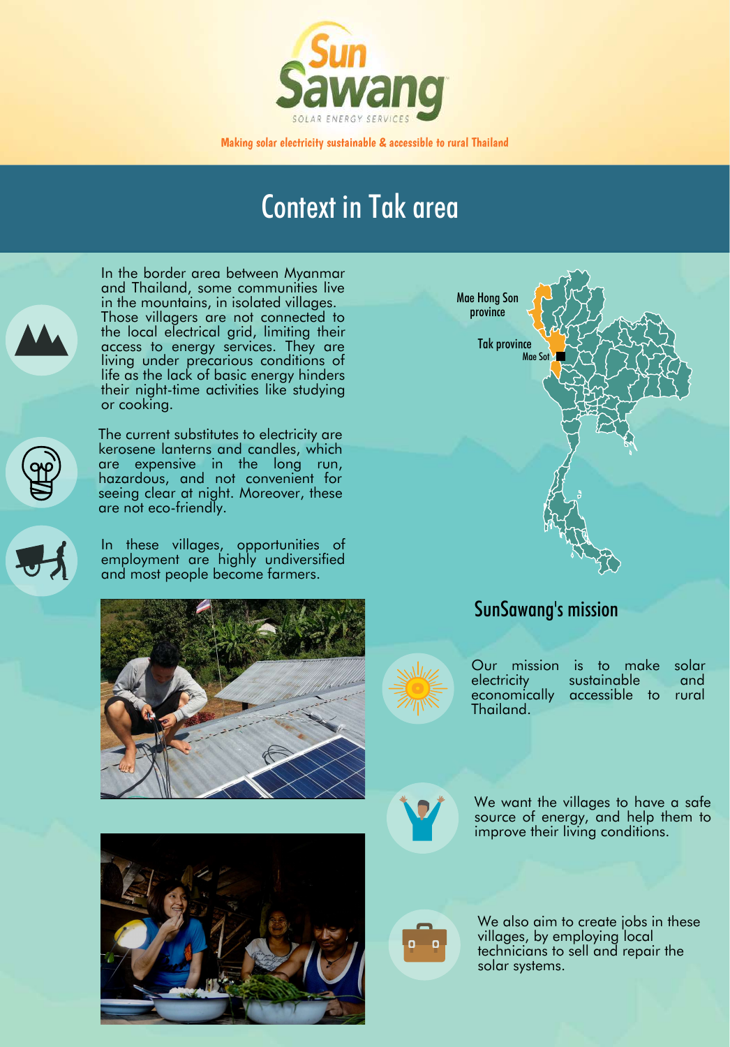# Sun Sawang

SOLAR ENERGY SERVICES

Making solar electricity sustainable & accessible to rural Thailand

## Context in Tak area

In the border area between Myanmar and Thailand, some communities live in the mountains, in isolated villages. Those villagers are not connected to the local electrical grid, limiting their access to energy services. They are living under precarious conditions of life as the lack of basic energy hinders their night-time activities like studying or cooking.

The current substitutes to electricity are kerosene lanterns and candles, which are expensive in the long run, hazardous, and not convenient for seeing clear at night. Moreover, these are not eco-friendly.

In these villages, opportunities of employment are highly undiversified and most people become farmers.

Mae Hong Son province

Tak province

Mae Sot

## SunSawang's mission

Our mission is to make solar electricity sustainable and economically accessible to rural Thailand.

We want the villages to have a safe source of energy, and help them to improve their living conditions.

We also aim to create jobs in these villages, by employing local technicians to sell and repair the solar systems.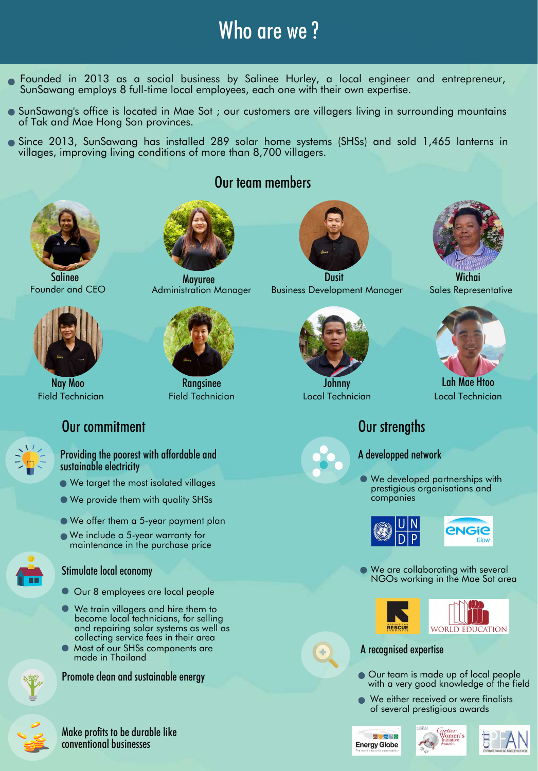# Who are we ?

- Founded in 2013 as a social business by Salinee Hurley, a local engineer and entrepreneur, SunSawang employs 8 full-time local employees, each one with their own expertise.
- SunSawang's office is located in Mae Sot ; our customers are villagers living in surrounding mountains of Tak and Mae Hong Son provinces.
- Since 2013, SunSawang has installed 289 solar home systems (SHSs) and sold 1,465 lanterns in villages, improving living conditions of more than 8,700 villagers.

## Our team members

**Salinee**
Founder and CEO

**Mayuree**
Administration Manager

**Dusit**
Business Development Manager

**Wichai**
Sales Representative

**Nay Moo**
Field Technician

**Rangsinee**
Field Technician

**Johnny**
Local Technician

**Lah Mae Htoo**
Local Technician

## Our commitment

### Providing the poorest with affordable and sustainable electricity

- We target the most isolated villages
- We provide them with quality SHSs
- We offer them a 5-year payment plan
- We include a 5-year warranty for maintenance in the purchase price

### Stimulate local economy

- Our 8 employees are local people
- We train villagers and hire them to become local technicians, for selling and repairing solar systems as well as collecting service fees in their area
- Most of our SHSs components are made in Thailand

### Promote clean and sustainable energy

### Make profits to be durable like conventional businesses

## Our strengths

### A developed network

- We developed partnerships with prestigious organisations and companies

UNDP | ENGIE Glow

- We are collaborating with several NGOs working in the Mae Sot area

International Rescue Committee | World Education

### A recognised expertise

- Our team is made up of local people with a very good knowledge of the field
- We either received or were finalists of several prestigious awards

Energy Globe | Cartier Women's Initiative Awards | CTI PFAN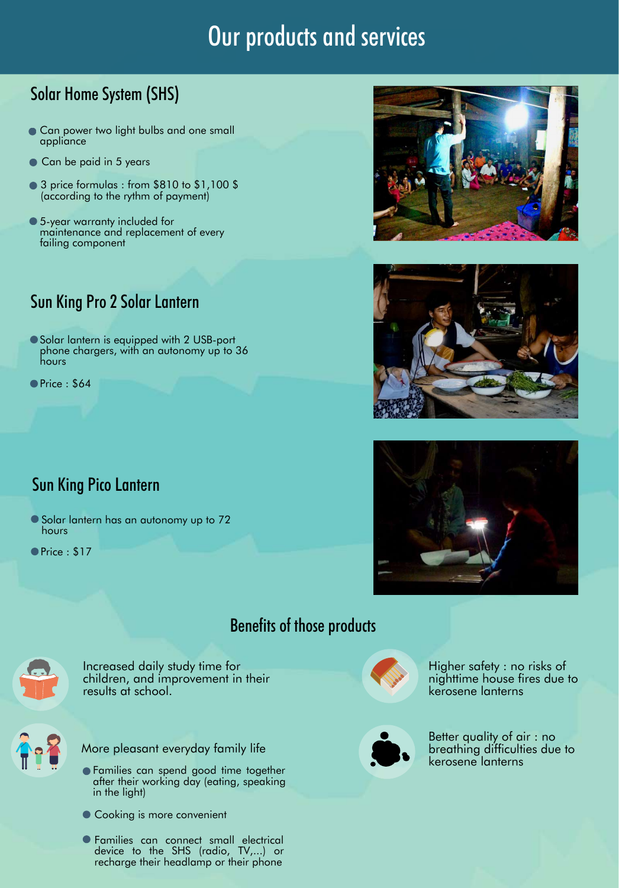# Our products and services

## Solar Home System (SHS)

- Can power two light bulbs and one small appliance
- Can be paid in 5 years
- 3 price formulas : from $810 to $1,100 $ (according to the rythm of payment)
- 5-year warranty included for maintenance and replacement of every failing component

## Sun King Pro 2 Solar Lantern

- Solar lantern is equipped with 2 USB-port phone chargers, with an autonomy up to 36 hours
- Price : $64

## Sun King Pico Lantern

- Solar lantern has an autonomy up to 72 hours
- Price : $17

## Benefits of those products

Increased daily study time for children, and improvement in their results at school.

More pleasant everyday family life

- Families can spend good time together after their working day (eating, speaking in the light)
- Cooking is more convenient
- Families can connect small electrical device to the SHS (radio, TV,...) or recharge their headlamp or their phone

Higher safety : no risks of nighttime house fires due to kerosene lanterns

Better quality of air : no breathing difficulties due to kerosene lanterns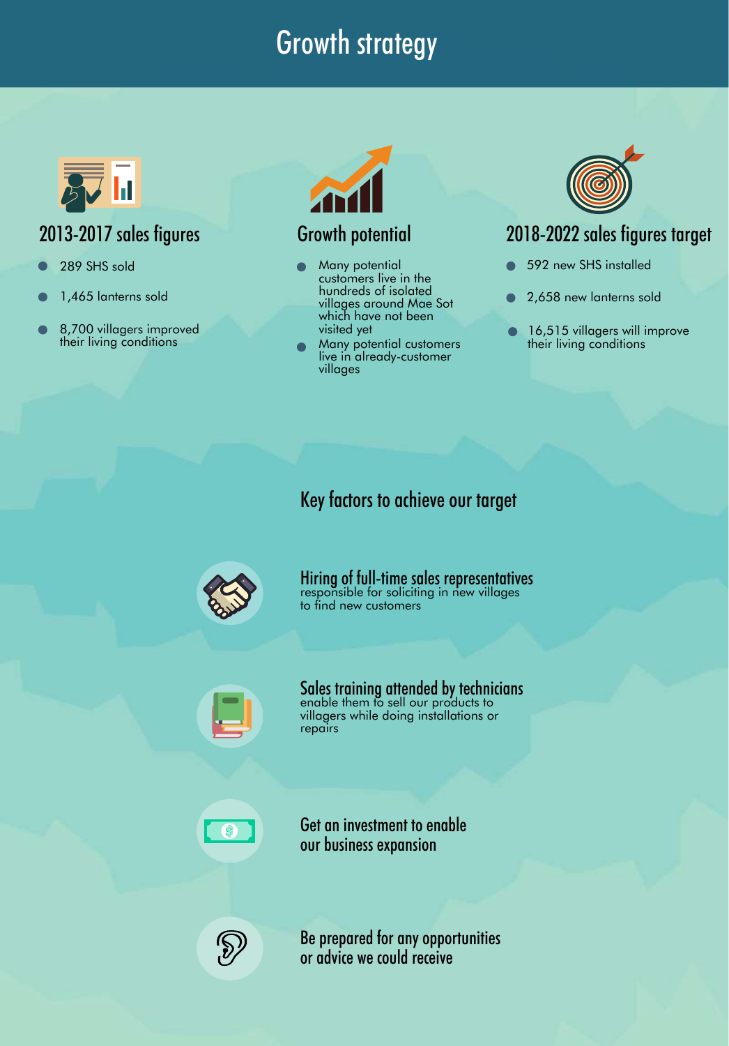# Growth strategy

## 2013-2017 sales figures

- 289 SHS sold
- 1,465 lanterns sold
- 8,700 villagers improved their living conditions

## Growth potential

- Many potential customers live in the hundreds of isolated villages around Mae Sot which have not been visited yet
- Many potential customers live in already-customer villages

## 2018-2022 sales figures target

- 592 new SHS installed
- 2,658 new lanterns sold
- 16,515 villagers will improve their living conditions

## Key factors to achieve our target

### Hiring of full-time sales representatives

responsible for soliciting in new villages to find new customers

### Sales training attended by technicians

enable them to sell our products to villagers while doing installations or repairs

### Get an investment to enable our business expansion

### Be prepared for any opportunities or advice we could receive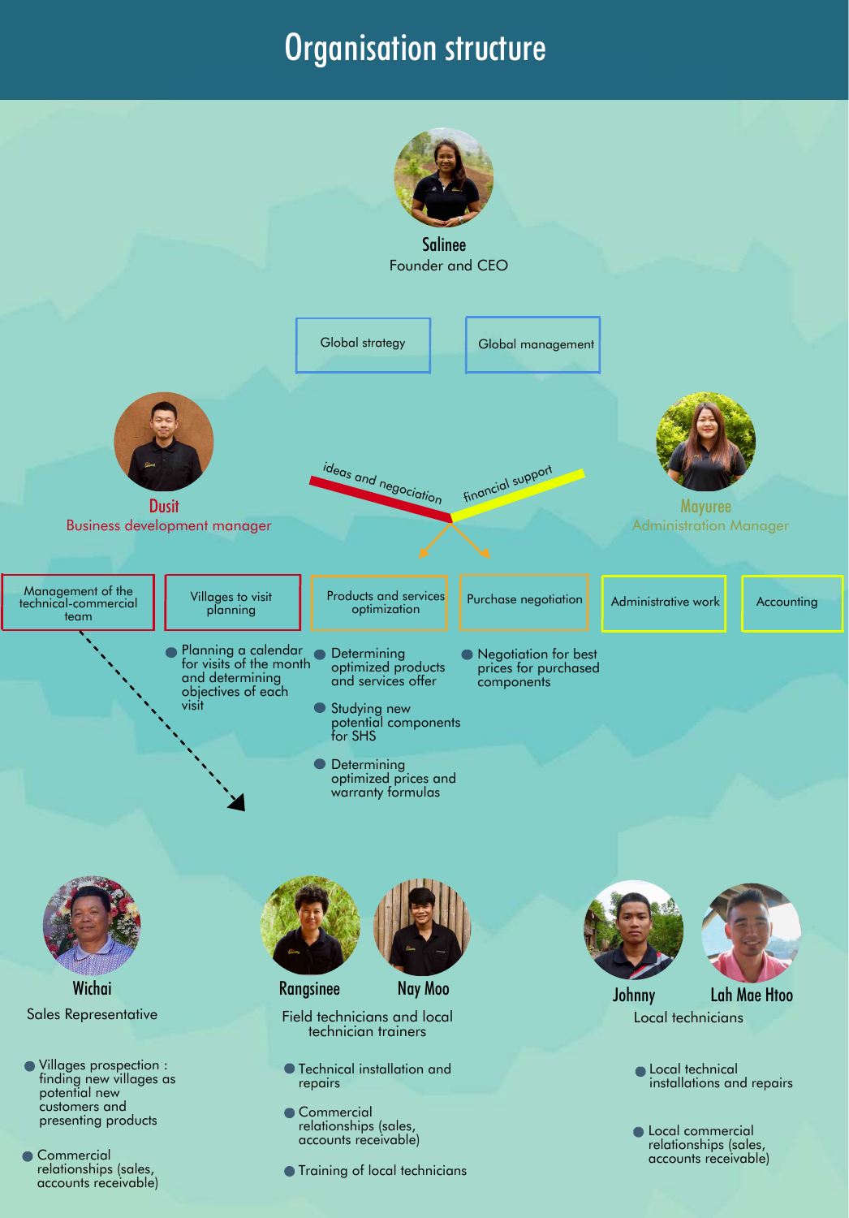# Organisation structure

**Salinee**
Founder and CEO

- Global strategy
- Global management

**Dusit**
Business development manager

**Mayuree**
Administration Manager

ideas and negociation

financial support

- Management of the technical-commercial team
- Villages to visit planning
  - Planning a calendar for visits of the month and determining objectives of each visit
- Products and services optimization
  - Determining optimized products and services offer
  - Studying new potential components for SHS
  - Determining optimized prices and warranty formulas
- Purchase negotiation
  - Negotiation for best prices for purchased components
- Administrative work
- Accounting

**Wichai**
Sales Representative

- Villages prospection : finding new villages as potential new customers and presenting products
- Commercial relationships (sales, accounts receivable)

**Rangsinee** **Nay Moo**
Field technicians and local technician trainers

- Technical installation and repairs
- Commercial relationships (sales, accounts receivable)
- Training of local technicians

**Johnny** **Lah Mae Htoo**
Local technicians

- Local technical installations and repairs
- Local commercial relationships (sales, accounts receivable)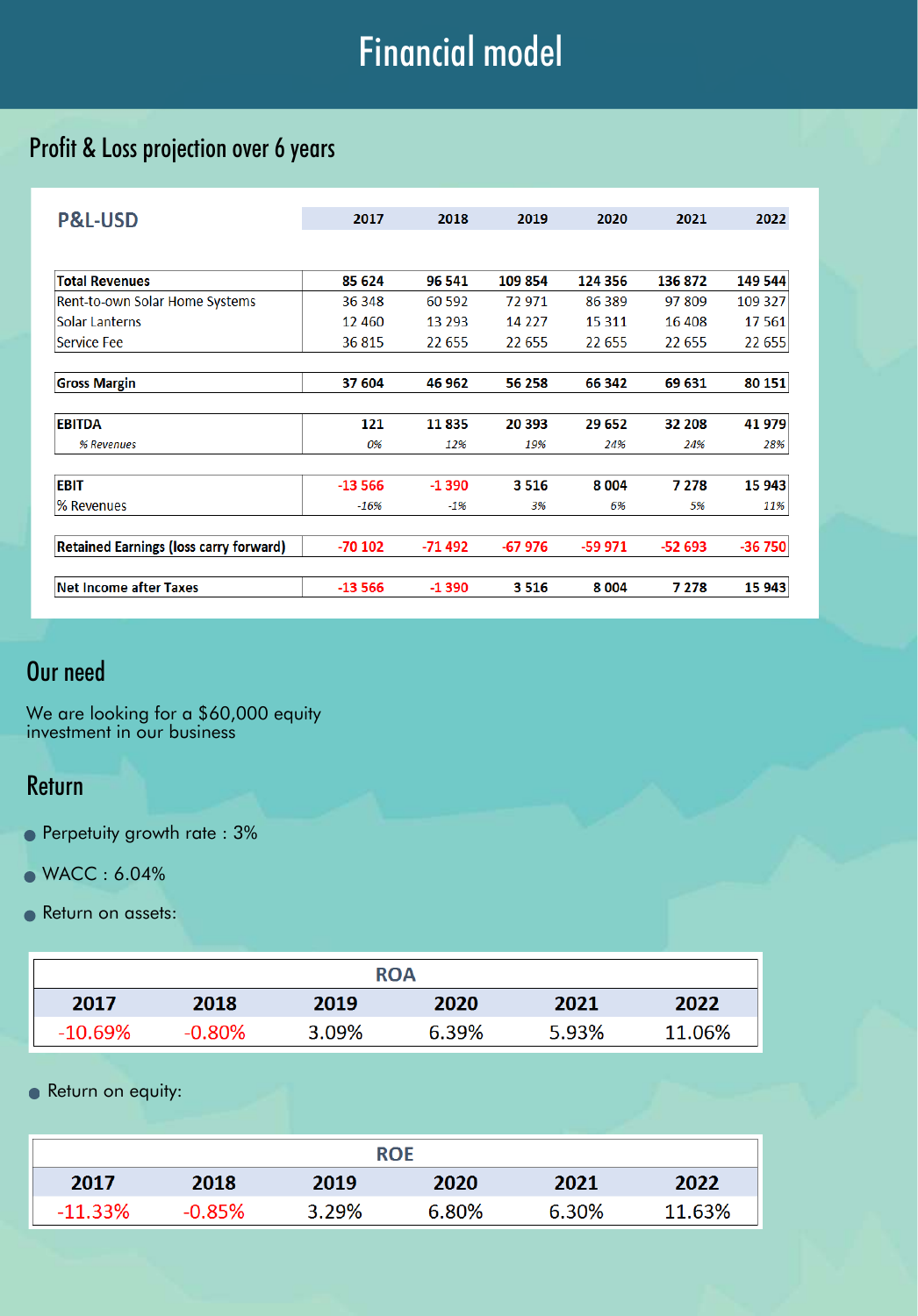# Financial model

## Profit & Loss projection over 6 years

| P&L-USD | 2017 | 2018 | 2019 | 2020 | 2021 | 2022 |
|---|---|---|---|---|---|---|
| **Total Revenues** | **85 624** | **96 541** | **109 854** | **124 356** | **136 872** | **149 544** |
| Rent-to-own Solar Home Systems | 36 348 | 60 592 | 72 971 | 86 389 | 97 809 | 109 327 |
| Solar Lanterns | 12 460 | 13 293 | 14 227 | 15 311 | 16 408 | 17 561 |
| Service Fee | 36 815 | 22 655 | 22 655 | 22 655 | 22 655 | 22 655 |
| **Gross Margin** | **37 604** | **46 962** | **56 258** | **66 342** | **69 631** | **80 151** |
| **EBITDA** | **121** | **11 835** | **20 393** | **29 652** | **32 208** | **41 979** |
| *% Revenues* | *0%* | *12%* | *19%* | *24%* | *24%* | *28%* |
| **EBIT** | **-13 566** | **-1 390** | **3 516** | **8 004** | **7 278** | **15 943** |
| % Revenues | *-16%* | *-1%* | *3%* | *6%* | *5%* | *11%* |
| **Retained Earnings (loss carry forward)** | **-70 102** | **-71 492** | **-67 976** | **-59 971** | **-52 693** | **-36 750** |
| **Net Income after Taxes** | **-13 566** | **-1 390** | **3 516** | **8 004** | **7 278** | **15 943** |

## Our need

We are looking for a $60,000 equity investment in our business

## Return

- Perpetuity growth rate : 3%
- WACC : 6.04%
- Return on assets:

| ROA | | | | | |
|---|---|---|---|---|---|
| **2017** | **2018** | **2019** | **2020** | **2021** | **2022** |
| -10.69% | -0.80% | 3.09% | 6.39% | 5.93% | 11.06% |

- Return on equity:

| ROE | | | | | |
|---|---|---|---|---|---|
| **2017** | **2018** | **2019** | **2020** | **2021** | **2022** |
| -11.33% | -0.85% | 3.29% | 6.80% | 6.30% | 11.63% |